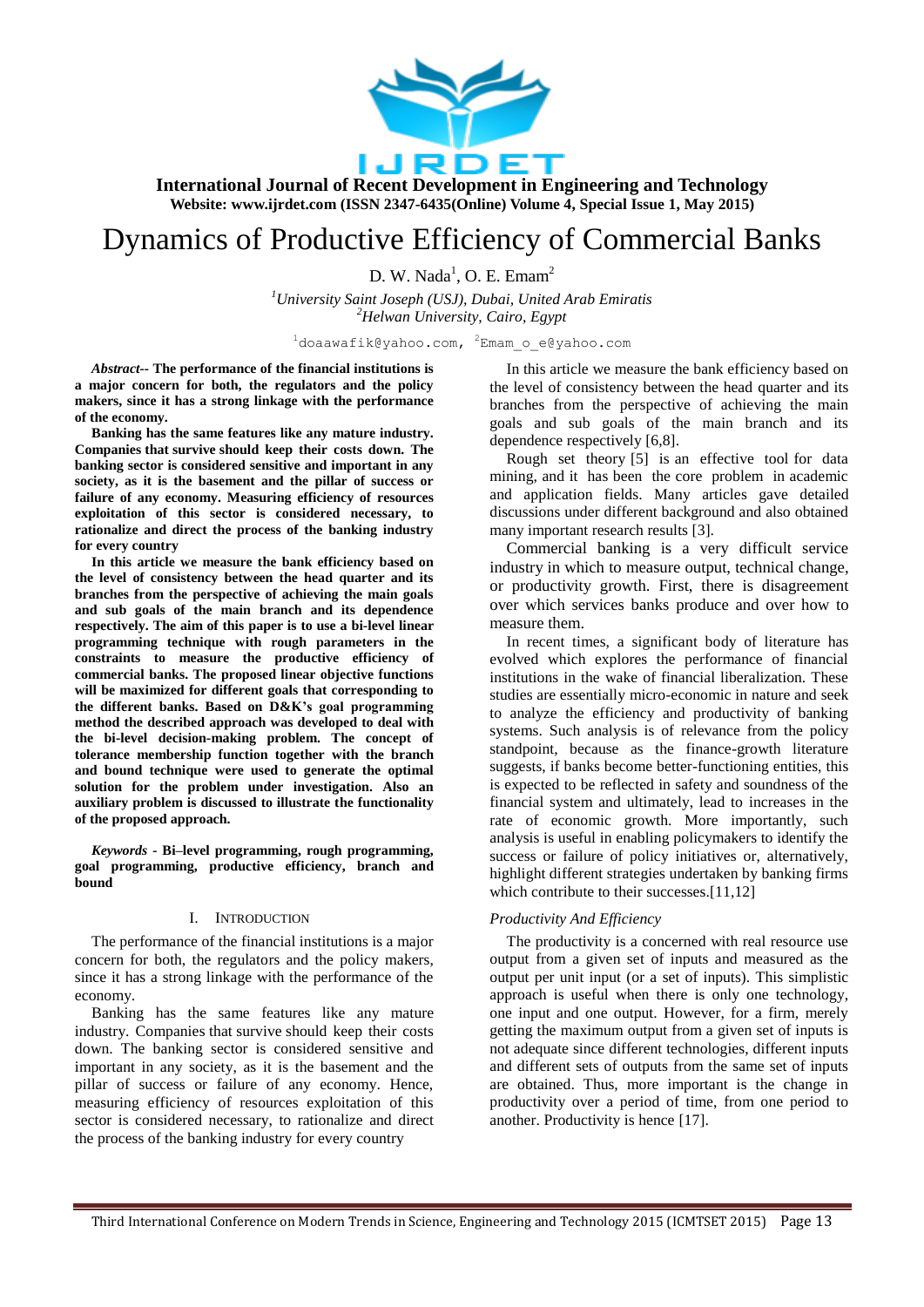# Dynamics of Productive Efficiency of Commercial Banks

D. W. Nada[1], O. E. Emam[2]

[1]*University Saint Joseph (USJ), Dubai, United Arab Emiratis*
[2]*Helwan University, Cairo, Egypt*

[1]doaawafik@yahoo.com, [2]Emam_o_e@yahoo.com

***Abstract*-- The performance of the financial institutions is a major concern for both, the regulators and the policy makers, since it has a strong linkage with the performance of the economy.**

**Banking has the same features like any mature industry. Companies that survive should keep their costs down. The banking sector is considered sensitive and important in any society, as it is the basement and the pillar of success or failure of any economy. Measuring efficiency of resources exploitation of this sector is considered necessary, to rationalize and direct the process of the banking industry for every country**

**In this article we measure the bank efficiency based on the level of consistency between the head quarter and its branches from the perspective of achieving the main goals and sub goals of the main branch and its dependence respectively. The aim of this paper is to use a bi-level linear programming technique with rough parameters in the constraints to measure the productive efficiency of commercial banks. The proposed linear objective functions will be maximized for different goals that corresponding to the different banks. Based on D&K's goal programming method the described approach was developed to deal with the bi-level decision-making problem. The concept of tolerance membership function together with the branch and bound technique were used to generate the optimal solution for the problem under investigation. Also an auxiliary problem is discussed to illustrate the functionality of the proposed approach.**

***Keywords* - Bi–level programming, rough programming, goal programming, productive efficiency, branch and bound**

## I. Introduction

The performance of the financial institutions is a major concern for both, the regulators and the policy makers, since it has a strong linkage with the performance of the economy.

Banking has the same features like any mature industry. Companies that survive should keep their costs down. The banking sector is considered sensitive and important in any society, as it is the basement and the pillar of success or failure of any economy. Hence, measuring efficiency of resources exploitation of this sector is considered necessary, to rationalize and direct the process of the banking industry for every country

In this article we measure the bank efficiency based on the level of consistency between the head quarter and its branches from the perspective of achieving the main goals and sub goals of the main branch and its dependence respectively [6,8].

Rough set theory [5] is an effective tool for data mining, and it has been the core problem in academic and application fields. Many articles gave detailed discussions under different background and also obtained many important research results [3].

Commercial banking is a very difficult service industry in which to measure output, technical change, or productivity growth. First, there is disagreement over which services banks produce and over how to measure them.

In recent times, a significant body of literature has evolved which explores the performance of financial institutions in the wake of financial liberalization. These studies are essentially micro-economic in nature and seek to analyze the efficiency and productivity of banking systems. Such analysis is of relevance from the policy standpoint, because as the finance-growth literature suggests, if banks become better-functioning entities, this is expected to be reflected in safety and soundness of the financial system and ultimately, lead to increases in the rate of economic growth. More importantly, such analysis is useful in enabling policymakers to identify the success or failure of policy initiatives or, alternatively, highlight different strategies undertaken by banking firms which contribute to their successes.[11,12]

### *Productivity And Efficiency*

The productivity is a concerned with real resource use output from a given set of inputs and measured as the output per unit input (or a set of inputs). This simplistic approach is useful when there is only one technology, one input and one output. However, for a firm, merely getting the maximum output from a given set of inputs is not adequate since different technologies, different inputs and different sets of outputs from the same set of inputs are obtained. Thus, more important is the change in productivity over a period of time, from one period to another. Productivity is hence [17].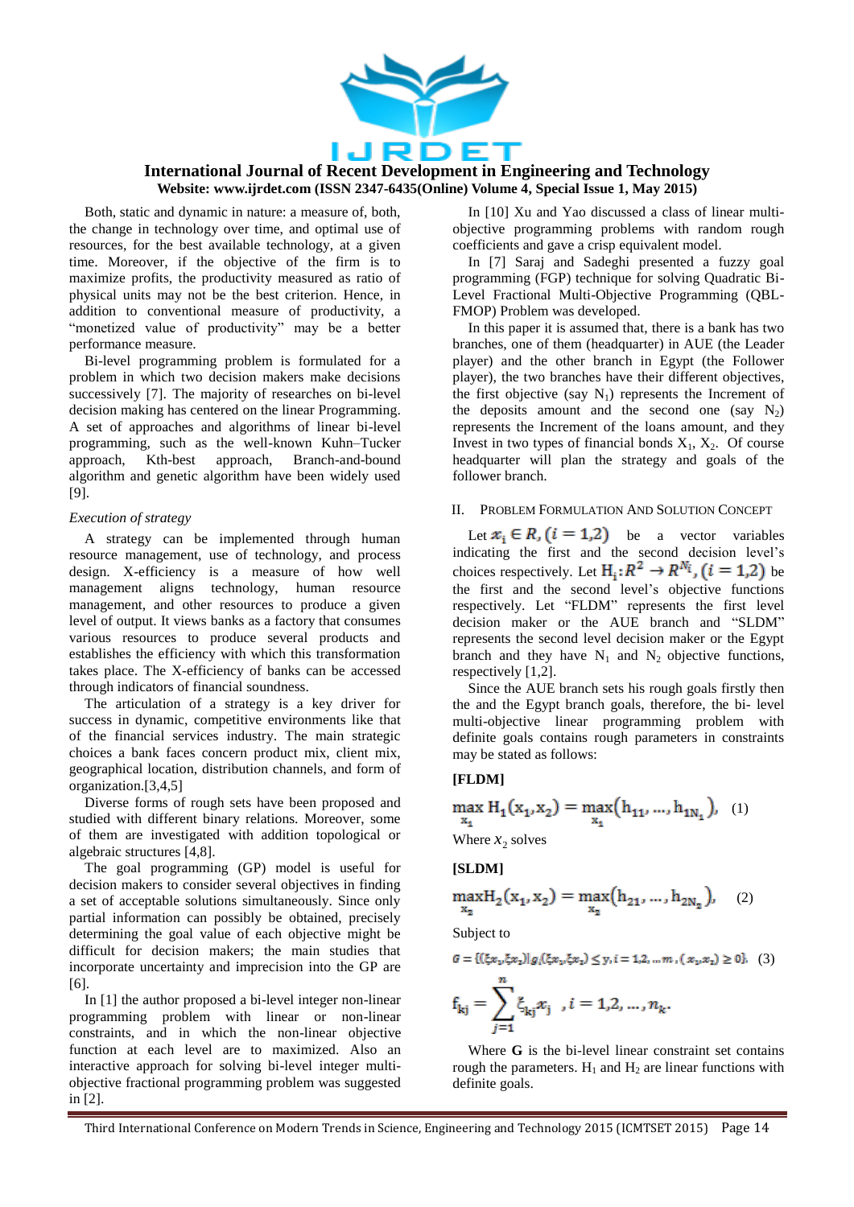Both, static and dynamic in nature: a measure of, both, the change in technology over time, and optimal use of resources, for the best available technology, at a given time. Moreover, if the objective of the firm is to maximize profits, the productivity measured as ratio of physical units may not be the best criterion. Hence, in addition to conventional measure of productivity, a "monetized value of productivity" may be a better performance measure.

Bi-level programming problem is formulated for a problem in which two decision makers make decisions successively [7]. The majority of researches on bi-level decision making has centered on the linear Programming. A set of approaches and algorithms of linear bi-level programming, such as the well-known Kuhn–Tucker approach, Kth-best approach, Branch-and-bound algorithm and genetic algorithm have been widely used [9].

*Execution of strategy*

A strategy can be implemented through human resource management, use of technology, and process design. X-efficiency is a measure of how well management aligns technology, human resource management, and other resources to produce a given level of output. It views banks as a factory that consumes various resources to produce several products and establishes the efficiency with which this transformation takes place. The X-efficiency of banks can be accessed through indicators of financial soundness.

The articulation of a strategy is a key driver for success in dynamic, competitive environments like that of the financial services industry. The main strategic choices a bank faces concern product mix, client mix, geographical location, distribution channels, and form of organization.[3,4,5]

Diverse forms of rough sets have been proposed and studied with different binary relations. Moreover, some of them are investigated with addition topological or algebraic structures [4,8].

The goal programming (GP) model is useful for decision makers to consider several objectives in finding a set of acceptable solutions simultaneously. Since only partial information can possibly be obtained, precisely determining the goal value of each objective might be difficult for decision makers; the main studies that incorporate uncertainty and imprecision into the GP are [6].

In [1] the author proposed a bi-level integer non-linear programming problem with linear or non-linear constraints, and in which the non-linear objective function at each level are to maximized. Also an interactive approach for solving bi-level integer multi-objective fractional programming problem was suggested in [2].

In [10] Xu and Yao discussed a class of linear multi-objective programming problems with random rough coefficients and gave a crisp equivalent model.

In [7] Saraj and Sadeghi presented a fuzzy goal programming (FGP) technique for solving Quadratic Bi-Level Fractional Multi-Objective Programming (QBL-FMOP) Problem was developed.

In this paper it is assumed that, there is a bank has two branches, one of them (headquarter) in AUE (the Leader player) and the other branch in Egypt (the Follower player), the two branches have their different objectives, the first objective (say $N_1$) represents the Increment of the deposits amount and the second one (say $N_2$) represents the Increment of the loans amount, and they Invest in two types of financial bonds $X_1$, $X_2$. Of course headquarter will plan the strategy and goals of the follower branch.

## II. Problem Formulation And Solution Concept

Let $x_i \in R, (i = 1,2)$ be a vector variables indicating the first and the second decision level's choices respectively. Let $\mathrm{H_i}: R^2 \rightarrow R^{N_i}, (i = 1,2)$ be the first and the second level's objective functions respectively. Let "FLDM" represents the first level decision maker or the AUE branch and "SLDM" represents the second level decision maker or the Egypt branch and they have $N_1$ and $N_2$ objective functions, respectively [1,2].

Since the AUE branch sets his rough goals firstly then the and the Egypt branch goals, therefore, the bi- level multi-objective linear programming problem with definite goals contains rough parameters in constraints may be stated as follows:

**[FLDM]**

$$\max_{x_1} \mathrm{H_1}(\mathrm{x_1}, \mathrm{x_2}) = \max_{x_1}\left(\mathrm{h_{11}}, \ldots, \mathrm{h_{1N_1}}\right), \quad (1)$$

Where $x_2$ solves

**[SLDM]**

$$\max_{x_2} \mathrm{H_2}(\mathrm{x_1}, \mathrm{x_2}) = \max_{x_2}\left(\mathrm{h_{21}}, \ldots, \mathrm{h_{2N_2}}\right), \quad (2)$$

Subject to

$$G = \{(\xi x_1, \xi x_2) | g_i(\xi x_1, \xi x_2) \le y, i = 1,2, \ldots m, (x_1, x_2) \ge 0\}, \quad (3)$$

$$\mathrm{f_{kj}} = \sum_{j=1}^{n} \xi_{kj} x_j \quad , i = 1,2, \ldots, n_k.$$

Where **G** is the bi-level linear constraint set contains rough the parameters. $\mathrm{H_1}$ and $\mathrm{H_2}$ are linear functions with definite goals.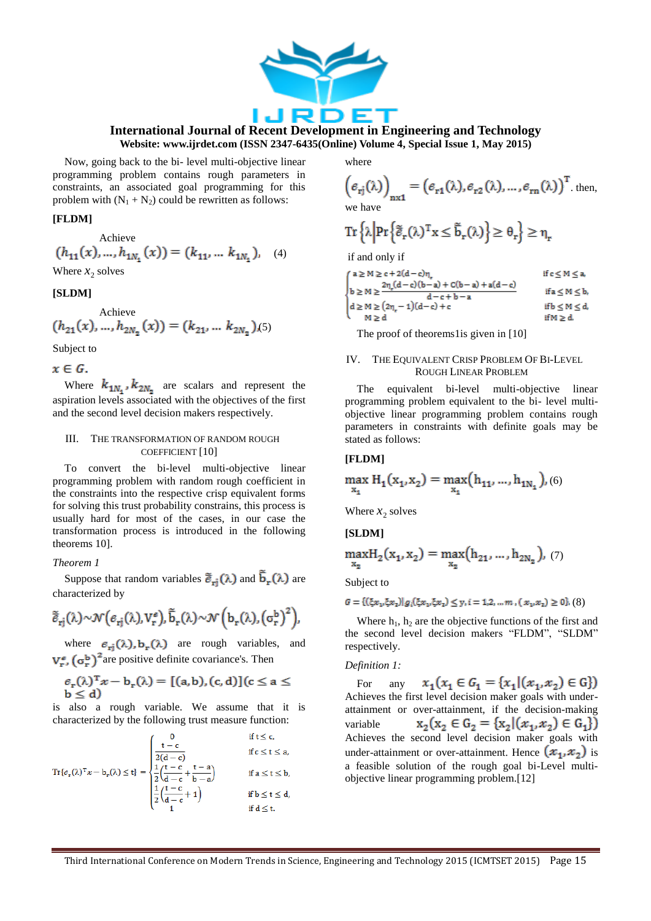Now, going back to the bi- level multi-objective linear programming problem contains rough parameters in constraints, an associated goal programming for this problem with ($N_1 + N_2$) could be rewritten as follows:

**[FLDM]**

Achieve

$$(h_{11}(x), \ldots, h_{1N_1}(x)) = (k_{11}, \ldots k_{1N_1}), \quad (4)$$

Where $x_2$ solves

**[SLDM]**

Achieve

$$(h_{21}(x), \ldots, h_{2N_2}(x)) = (k_{21}, \ldots k_{2N_2}), \quad (5)$$

Subject to

$x \in G.$

Where $k_{1N_1}, k_{2N_2}$ are scalars and represent the aspiration levels associated with the objectives of the first and the second level decision makers respectively.

## III. The Transformation of Random Rough Coefficient [10]

To convert the bi-level multi-objective linear programming problem with random rough coefficient in the constraints into the respective crisp equivalent forms for solving this trust probability constrains, this process is usually hard for most of the cases, in our case the transformation process is introduced in the following theorems 10].

*Theorem 1*

Suppose that random variables $\tilde{\bar{e}}_{rj}(\lambda)$ and $\tilde{\bar{b}}_r(\lambda)$ are characterized by

$$\tilde{\bar{e}}_{rj}(\lambda) \sim \mathcal{N}\left(e_{rj}(\lambda), V_r^e\right), \tilde{\bar{b}}_r(\lambda) \sim \mathcal{N}\left(b_r(\lambda), \left(\sigma_r^b\right)^2\right),$$

where $e_{rj}(\lambda), b_r(\lambda)$ are rough variables, and $V_r^e, \left(\sigma_r^b\right)^2$ are positive definite covariance's. Then

$$e_r(\lambda)^T x - b_r(\lambda) = [(a, b), (c, d)](c \le a \le b \le d)$$

is also a rough variable. We assume that it is characterized by the following trust measure function:

$$\mathrm{Tr}\{e_r(\lambda)^T x - b_r(\lambda) \le t\} = \begin{cases} 0 & \text{if } t \le c, \\ \dfrac{t-c}{2(d-c)} & \text{if } c \le t \le a, \\ \dfrac{1}{2}\left(\dfrac{t-c}{d-c} + \dfrac{t-a}{b-a}\right) & \text{if } a \le t \le b, \\ \dfrac{1}{2}\left(\dfrac{t-c}{d-c} + 1\right) & \text{if } b \le t \le d, \\ 1 & \text{if } d \le t. \end{cases}$$

where

$$\left(e_{rj}(\lambda)\right)_{nx1} = \left(e_{r1}(\lambda), e_{r2}(\lambda), \ldots, e_{rn}(\lambda)\right)^T. \text{ then,}$$

we have

$$\mathrm{Tr}\left\{\lambda \middle| \Pr\left\{\tilde{\bar{e}}_r(\lambda)^T x \le \tilde{\bar{b}}_r(\lambda)\right\} \ge \theta_r\right\} \ge \eta_r$$

if and only if

$$\begin{cases} a \ge M \ge c + 2(d-c)\eta_r & \text{if } c \le M \le a, \\ b \ge M \ge \dfrac{2\eta_r(d-c)(b-a) + c(b-a) + a(d-c)}{d-c+b-a} & \text{if } a \le M \le b, \\ d \ge M \ge (2\eta_r - 1)(d-c) + c & \text{if } b \le M \le d, \\ M \ge d & \text{if } M \ge d. \end{cases}$$

The proof of theorems1is given in [10]

## IV. The Equivalent Crisp Problem Of Bi-Level Rough Linear Problem

The equivalent bi-level multi-objective linear programming problem equivalent to the bi- level multi-objective linear programming problem contains rough parameters in constraints with definite goals may be stated as follows:

**[FLDM]**

$$\max_{x_1} H_1(x_1, x_2) = \max_{x_1}\left(h_{11}, \ldots, h_{1N_1}\right), \quad (6)$$

Where $x_2$ solves

**[SLDM]**

$$\max_{x_2} H_2(x_1, x_2) = \max_{x_2}\left(h_{21}, \ldots, h_{2N_2}\right), \quad (7)$$

Subject to

$$G = \{((\xi x_1, \xi x_2) | g_i(\xi x_1, \xi x_2) \le \gamma, i = 1, 2, \ldots m, (x_1, x_2) \ge 0\} \quad (8)$$

Where $h_1$, $h_2$ are the objective functions of the first and the second level decision makers "FLDM", "SLDM" respectively.

*Definition 1:*

For any $x_1(x_1 \in G_1 = \{x_1 | (x_1, x_2) \in G\})$ Achieves the first level decision maker goals with under-attainment or over-attainment, if the decision-making variable $x_2(x_2 \in G_2 = \{x_2 | (x_1, x_2) \in G_1\})$ Achieves the second level decision maker goals with under-attainment or over-attainment. Hence $(x_1, x_2)$ is a feasible solution of the rough goal bi-Level multi-objective linear programming problem.[12]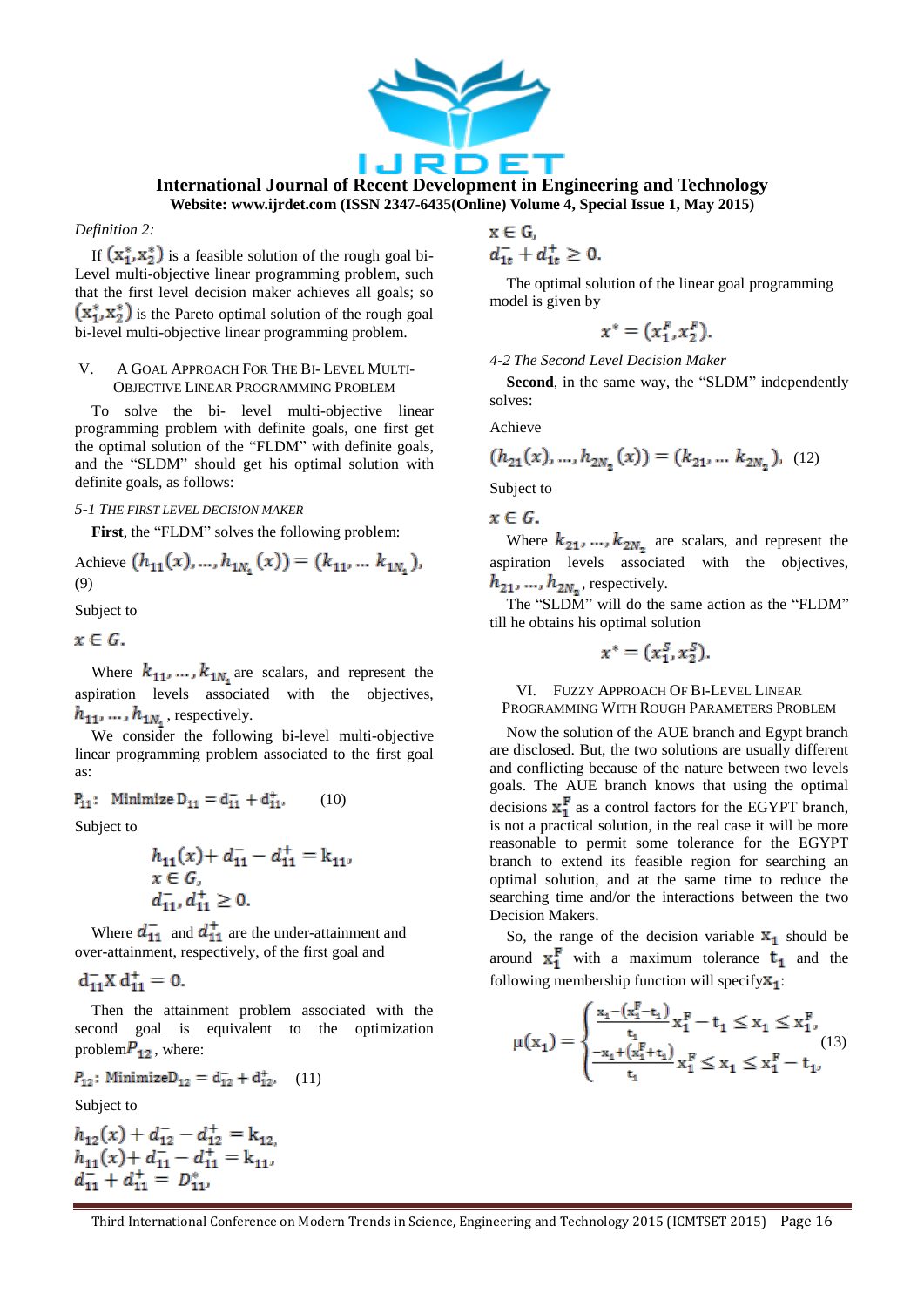*Definition 2:*

If $(x_1^*, x_2^*)$ is a feasible solution of the rough goal bi-Level multi-objective linear programming problem, such that the first level decision maker achieves all goals; so $(x_1^*, x_2^*)$ is the Pareto optimal solution of the rough goal bi-level multi-objective linear programming problem.

## V. A Goal Approach For The Bi- Level Multi-Objective Linear Programming Problem

To solve the bi- level multi-objective linear programming problem with definite goals, one first get the optimal solution of the "FLDM" with definite goals, and the "SLDM" should get his optimal solution with definite goals, as follows:

### 5-1 The first level decision maker

**First**, the "FLDM" solves the following problem:

Achieve $(h_{11}(x), \ldots, h_{1N_1}(x)) = (k_{11}, \ldots k_{1N_1})$, (9)

Subject to

$x \in G$.

Where $k_{11}, \ldots, k_{1N_1}$ are scalars, and represent the aspiration levels associated with the objectives, $h_{11}, \ldots, h_{1N_1}$, respectively.

We consider the following bi-level multi-objective linear programming problem associated to the first goal as:

$$P_{11}: \text{ Minimize } D_{11} = d_{11}^- + d_{11}^+, \qquad (10)$$

Subject to

$$h_{11}(x) + d_{11}^- - d_{11}^+ = k_{11},$$
$$x \in G,$$
$$d_{11}^-, d_{11}^+ \geq 0.$$

Where $d_{11}^-$ and $d_{11}^+$ are the under-attainment and over-attainment, respectively, of the first goal and

$$d_{11}^- X \, d_{11}^+ = 0.$$

Then the attainment problem associated with the second goal is equivalent to the optimization problem $P_{12}$, where:

$$P_{12}: \text{ Minimize} D_{12} = d_{12}^- + d_{12}^+, \qquad (11)$$

Subject to

$$h_{12}(x) + d_{12}^- - d_{12}^+ = k_{12},$$
$$h_{11}(x) + d_{11}^- - d_{11}^+ = k_{11},$$
$$d_{11}^- + d_{11}^+ = D_{11}^*,$$
$$x \in G,$$
$$d_{1t}^- + d_{1t}^+ \geq 0.$$

The optimal solution of the linear goal programming model is given by

$$x^* = (x_1^F, x_2^F).$$

### 4-2 The Second Level Decision Maker

**Second**, in the same way, the "SLDM" independently solves:

Achieve

$(h_{21}(x), \ldots, h_{2N_2}(x)) = (k_{21}, \ldots k_{2N_2})$, (12)

Subject to

$x \in G$.

Where $k_{21}, \ldots, k_{2N_2}$ are scalars, and represent the aspiration levels associated with the objectives, $h_{21}, \ldots, h_{2N_2}$, respectively.

The "SLDM" will do the same action as the "FLDM" till he obtains his optimal solution

$$x^* = (x_1^S, x_2^S).$$

## VI. Fuzzy Approach Of Bi-Level Linear Programming With Rough Parameters Problem

Now the solution of the AUE branch and Egypt branch are disclosed. But, the two solutions are usually different and conflicting because of the nature between two levels goals. The AUE branch knows that using the optimal decisions $x_1^F$ as a control factors for the EGYPT branch, is not a practical solution, in the real case it will be more reasonable to permit some tolerance for the EGYPT branch to extend its feasible region for searching an optimal solution, and at the same time to reduce the searching time and/or the interactions between the two Decision Makers.

So, the range of the decision variable $x_1$ should be around $x_1^F$ with a maximum tolerance $t_1$ and the following membership function will specify $x_1$:

$$\mu(x_1) = \begin{cases} \frac{x_1 - (x_1^F - t_1)}{t_1} & x_1^F - t_1 \leq x_1 \leq x_1^F, \\ \frac{-x_1 + (x_1^F + t_1)}{t_1} & x_1^F \leq x_1 \leq x_1^F - t_1, \end{cases} \qquad (13)$$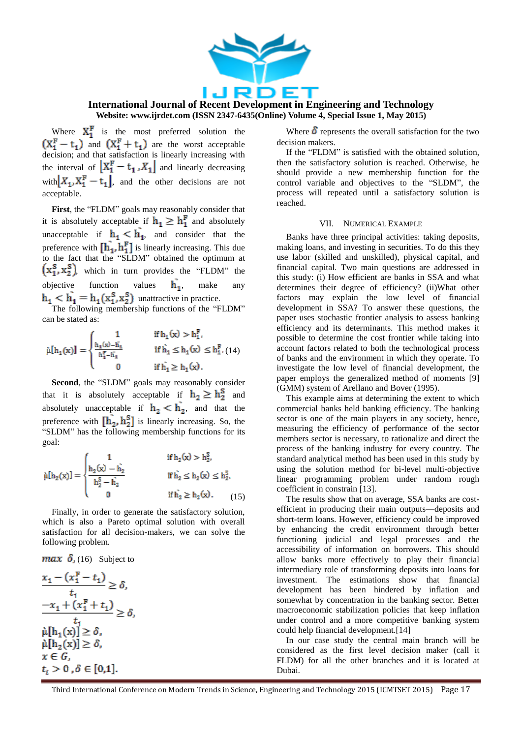Where $X_1^F$ is the most preferred solution the $(X_1^F - t_1)$ and $(X_1^F + t_1)$ are the worst acceptable decision; and that satisfaction is linearly increasing with the interval of $\left[X_1^F - t_1, X_1\right]$ and linearly decreasing with $\left[X_1, X_1^F - t_1\right]$, and the other decisions are not acceptable.

**First**, the "FLDM" goals may reasonably consider that it is absolutely acceptable if $h_1 \geq h_1^F$ and absolutely unacceptable if $h_1 < \grave{h}_1$, and consider that the preference with $[\grave{h}_1, h_1^F]$ is linearly increasing. This due to the fact that the "SLDM" obtained the optimum at $(x_1^S, x_2^S)$, which in turn provides the "FLDM" the objective function values $\grave{h}_1$, make any $h_1 < \grave{h}_1 = h_1(x_1^S, x_2^S)$ unattractive in practice.

The following membership functions of the "FLDM" can be stated as:

$$\grave{\mu}[h_1(x)] = \begin{cases} 1 & \text{if } h_1(x) > h_1^F, \\ \dfrac{h_1(x) - \grave{h}_1}{h_1^F - \grave{h}_1} & \text{if } \grave{h}_1 \leq h_1(x) \leq h_1^F, \\ 0 & \text{if } \grave{h}_1 \geq h_1(x). \end{cases} \quad (14)$$

**Second**, the "SLDM" goals may reasonably consider that it is absolutely acceptable if $h_2 \geq h_2^S$ and absolutely unacceptable if $h_2 < \grave{h}_2$, and that the preference with $[\grave{h}_2, h_2^S]$ is linearly increasing. So, the "SLDM" has the following membership functions for its goal:

$$\grave{\mu}[h_2(x)] = \begin{cases} 1 & \text{if } h_2(x) > h_2^S, \\ \dfrac{h_2(x) - \grave{h}_2}{h_2^S - \grave{h}_2} & \text{if } \grave{h}_2 \leq h_2(x) \leq h_2^S, \\ 0 & \text{if } \grave{h}_2 \geq h_2(x). \end{cases} \quad (15)$$

Finally, in order to generate the satisfactory solution, which is also a Pareto optimal solution with overall satisfaction for all decision-makers, we can solve the following problem.

$max\ \delta$, (16) Subject to

$$\frac{x_1 - (x_1^F - t_1)}{t_1} \geq \delta,$$
$$\frac{-x_1 + (x_1^F + t_1)}{t_1} \geq \delta,$$
$$\grave{\mu}[h_1(x)] \geq \delta,$$
$$\grave{\mu}[h_2(x)] \geq \delta,$$
$$x \in G,$$
$$t_i > 0, \delta \in [0,1].$$

Where $\delta$ represents the overall satisfaction for the two decision makers.

If the "FLDM" is satisfied with the obtained solution, then the satisfactory solution is reached. Otherwise, he should provide a new membership function for the control variable and objectives to the "SLDM", the process will repeated until a satisfactory solution is reached.

## VII. Numerical Example

Banks have three principal activities: taking deposits, making loans, and investing in securities. To do this they use labor (skilled and unskilled), physical capital, and financial capital. Two main questions are addressed in this study: (i) How efficient are banks in SSA and what determines their degree of efficiency? (ii)What other factors may explain the low level of financial development in SSA? To answer these questions, the paper uses stochastic frontier analysis to assess banking efficiency and its determinants. This method makes it possible to determine the cost frontier while taking into account factors related to both the technological process of banks and the environment in which they operate. To investigate the low level of financial development, the paper employs the generalized method of moments [9] (GMM) system of Arellano and Bover (1995).

This example aims at determining the extent to which commercial banks held banking efficiency. The banking sector is one of the main players in any society, hence, measuring the efficiency of performance of the sector members sector is necessary, to rationalize and direct the process of the banking industry for every country. The standard analytical method has been used in this study by using the solution method for bi-level multi-objective linear programming problem under random rough coefficient in constrain [13].

The results show that on average, SSA banks are cost-efficient in producing their main outputs—deposits and short-term loans. However, efficiency could be improved by enhancing the credit environment through better functioning judicial and legal processes and the accessibility of information on borrowers. This should allow banks more effectively to play their financial intermediary role of transforming deposits into loans for investment. The estimations show that financial development has been hindered by inflation and somewhat by concentration in the banking sector. Better macroeconomic stabilization policies that keep inflation under control and a more competitive banking system could help financial development.[14]

In our case study the central main branch will be considered as the first level decision maker (call it FLDM) for all the other branches and it is located at Dubai.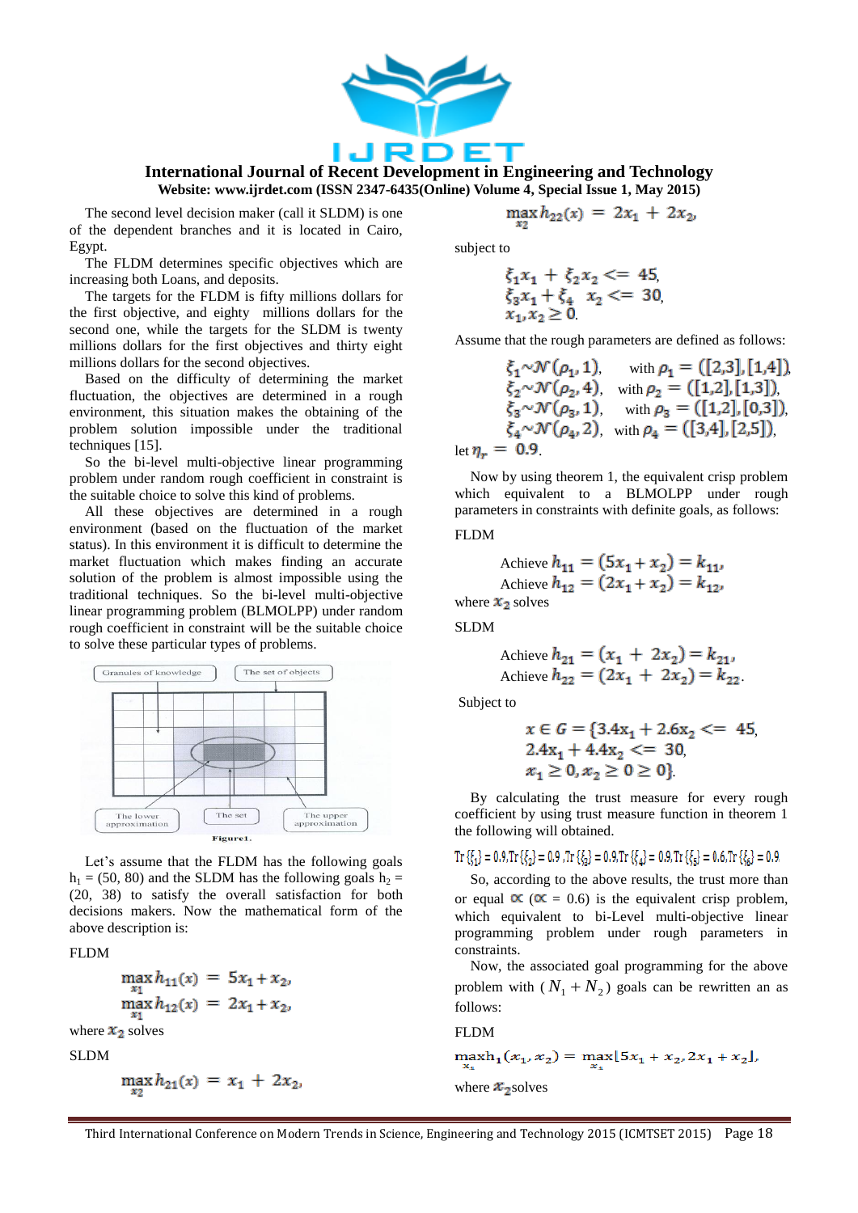The second level decision maker (call it SLDM) is one of the dependent branches and it is located in Cairo, Egypt.

The FLDM determines specific objectives which are increasing both Loans, and deposits.

The targets for the FLDM is fifty millions dollars for the first objective, and eighty millions dollars for the second one, while the targets for the SLDM is twenty millions dollars for the first objectives and thirty eight millions dollars for the second objectives.

Based on the difficulty of determining the market fluctuation, the objectives are determined in a rough environment, this situation makes the obtaining of the problem solution impossible under the traditional techniques [15].

So the bi-level multi-objective linear programming problem under random rough coefficient in constraint is the suitable choice to solve this kind of problems.

All these objectives are determined in a rough environment (based on the fluctuation of the market status). In this environment it is difficult to determine the market fluctuation which makes finding an accurate solution of the problem is almost impossible using the traditional techniques. So the bi-level multi-objective linear programming problem (BLMOLPP) under random rough coefficient in constraint will be the suitable choice to solve these particular types of problems.

Granules of knowledge — The set of objects — The lower approximation — The set — The upper approximation

Figure1.

Let's assume that the FLDM has the following goals $h_1$ = (50, 80) and the SLDM has the following goals $h_2$ = (20, 38) to satisfy the overall satisfaction for both decisions makers. Now the mathematical form of the above description is:

FLDM

$$\max_{x_1} h_{11}(x) = 5x_1 + x_2,$$
$$\max_{x_1} h_{12}(x) = 2x_1 + x_2,$$

where $x_2$ solves

SLDM

$$\max_{x_2} h_{21}(x) = x_1 + 2x_2,$$
$$\max_{x_2} h_{22}(x) = 2x_1 + 2x_2,$$

subject to

$$\xi_1 x_1 + \xi_2 x_2 <= 45,$$
$$\xi_3 x_1 + \xi_4 \ x_2 <= 30,$$
$$x_1, x_2 \geq 0.$$

Assume that the rough parameters are defined as follows:

$$\xi_1 \sim \mathcal{N}(\rho_1, 1), \quad \text{with } \rho_1 = ([2,3],[1,4]),$$
$$\xi_2 \sim \mathcal{N}(\rho_2, 4), \quad \text{with } \rho_2 = ([1,2],[1,3]),$$
$$\xi_3 \sim \mathcal{N}(\rho_3, 1), \quad \text{with } \rho_3 = ([1,2],[0,3]),$$
$$\xi_4 \sim \mathcal{N}(\rho_4, 2), \quad \text{with } \rho_4 = ([3,4],[2,5]),$$

let $\eta_r = 0.9$.

Now by using theorem 1, the equivalent crisp problem which equivalent to a BLMOLPP under rough parameters in constraints with definite goals, as follows:

FLDM

$$\text{Achieve } h_{11} = (5x_1 + x_2) = k_{11},$$
$$\text{Achieve } h_{12} = (2x_1 + x_2) = k_{12},$$

where $x_2$ solves

SLDM

$$\text{Achieve } h_{21} = (x_1 + 2x_2) = k_{21},$$
$$\text{Achieve } h_{22} = (2x_1 + 2x_2) = k_{22}.$$

Subject to

$$x \in G = \{3.4x_1 + 2.6x_2 <= 45,$$
$$2.4x_1 + 4.4x_2 <= 30,$$
$$x_1 \geq 0, x_2 \geq 0 \geq 0\}.$$

By calculating the trust measure for every rough coefficient by using trust measure function in theorem 1 the following will obtained.

$\text{Tr}\{\xi_1\} = 0.9, \text{Tr}\{\xi_2\} = 0.9, \text{Tr}\{\xi_3\} = 0.9, \text{Tr}\{\xi_4\} = 0.9, \text{Tr}\{\xi_5\} = 0.6, \text{Tr}\{\xi_6\} = 0.9$

So, according to the above results, the trust more than or equal $\propto$ ($\propto$ = 0.6) is the equivalent crisp problem, which equivalent to bi-Level multi-objective linear programming problem under rough parameters in constraints.

Now, the associated goal programming for the above problem with ($N_1 + N_2$) goals can be rewritten an as follows:

FLDM

$$\max_{x_1} h_1(x_1, x_2) = \max_{x_1} [5x_1 + x_2, 2x_1 + x_2],$$

where $x_2$ solves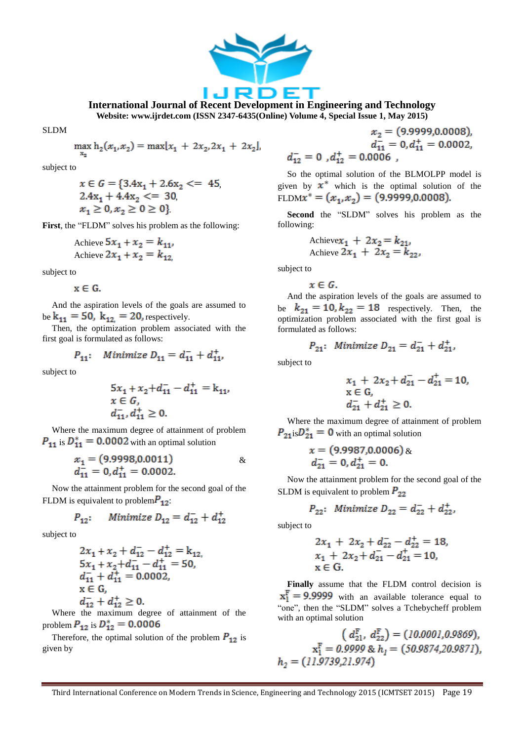SLDM

$$\max_{x_2} h_2(x_1,x_2) = \max[x_1 + 2x_2, 2x_1 + 2x_2],$$

subject to

$$x \in G = \{3.4x_1 + 2.6x_2 <= 45,$$
$$2.4x_1 + 4.4x_2 <= 30,$$
$$x_1 \geq 0, x_2 \geq 0 \geq 0\}.$$

**First**, the "FLDM" solves his problem as the following:

Achieve $5x_1 + x_2 = k_{11}$,
Achieve $2x_1 + x_2 = k_{12}$,

subject to

$$x \in G.$$

And the aspiration levels of the goals are assumed to be $k_{11} = 50$, $k_{12} = 20$, respectively.

Then, the optimization problem associated with the first goal is formulated as follows:

$$P_{11}: \quad Minimize \ D_{11} = d_{11}^- + d_{11}^+,$$

subject to

$$5x_1 + x_2 + d_{11}^- - d_{11}^+ = k_{11},$$
$$x \in G,$$
$$d_{11}^-, d_{11}^+ \geq 0.$$

Where the maximum degree of attainment of problem $P_{11}$ is $D_{11}^* = 0.0002$ with an optimal solution

$$x_1 = (9.9998, 0.0011) \quad \&$$
$$d_{11}^- = 0, d_{11}^+ = 0.0002.$$

Now the attainment problem for the second goal of the FLDM is equivalent to problem $P_{12}$:

$$P_{12}: \quad Minimize \ D_{12} = d_{12}^- + d_{12}^+$$

subject to

$$2x_1 + x_2 + d_{12}^- - d_{12}^+ = k_{12},$$
$$5x_1 + x_2 + d_{11}^- - d_{11}^+ = 50,$$
$$d_{11}^- + d_{11}^+ = 0.0002,$$
$$x \in G,$$
$$d_{12}^- + d_{12}^+ \geq 0.$$

Where the maximum degree of attainment of the problem $P_{12}$ is $D_{12}^* = 0.0006$

Therefore, the optimal solution of the problem $P_{12}$ is given by

$$x_2 = (9.9999, 0.0008),$$
$$d_{11}^- = 0, d_{11}^+ = 0.0002,$$
$$d_{12}^- = 0 \ , d_{12}^+ = 0.0006 \ ,$$

So the optimal solution of the BLMOLPP model is given by $x^*$ which is the optimal solution of the FLDM $x^* = (x_1, x_2) = (9.9999, 0.0008)$.

**Second** the "SLDM" solves his problem as the following:

Achieve $x_1 + 2x_2 = k_{21}$,
Achieve $2x_1 + 2x_2 = k_{22}$,

subject to

$$x \in G.$$

And the aspiration levels of the goals are assumed to be $k_{21} = 10, k_{22} = 18$ respectively. Then, the optimization problem associated with the first goal is formulated as follows:

$$P_{21}: \ Minimize \ D_{21} = d_{21}^- + d_{21}^+,$$

subject to

$$x_1 + 2x_2 + d_{21}^- - d_{21}^+ = 10,$$
$$x \in G,$$
$$d_{21}^- + d_{21}^+ \geq 0.$$

Where the maximum degree of attainment of problem $P_{21}$ is $D_{21}^* = 0$ with an optimal solution

$$x = (9.9987, 0.0006) \ \&$$
$$d_{21}^- = 0, d_{21}^+ = 0.$$

Now the attainment problem for the second goal of the SLDM is equivalent to problem $P_{22}$

$$P_{22}: \ Minimize \ D_{22} = d_{22}^- + d_{22}^+,$$

subject to

$$2x_1 + 2x_2 + d_{22}^- - d_{22}^+ = 18,$$
$$x_1 + 2x_2 + d_{21}^- - d_{21}^+ = 10,$$
$$x \in G.$$

**Finally** assume that the FLDM control decision is $x_1^F = 9.9999$ with an available tolerance equal to "one", then the "SLDM" solves a Tchebycheff problem with an optimal solution

$$(d_{21}^F, d_{22}^F) = (10.0001, 0.9869),$$
$$x_1^F = 0.9999 \ \& \ h_1 = (50.9874, 20.9871),$$
$$h_2 = (11.9739, 21.974)$$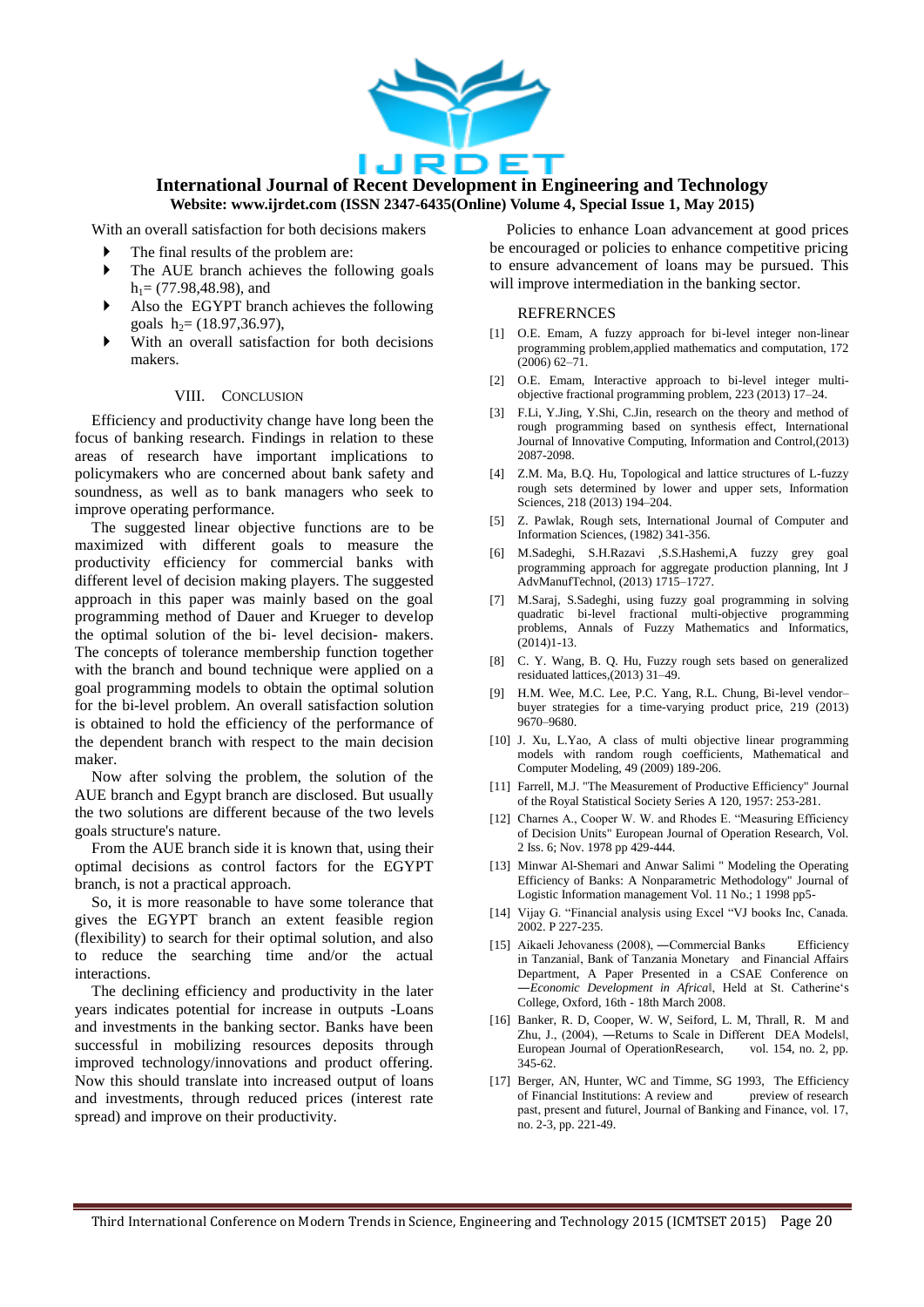With an overall satisfaction for both decisions makers

- The final results of the problem are:
- The AUE branch achieves the following goals $h_1$= (77.98,48.98), and
- Also the EGYPT branch achieves the following goals $h_2$= (18.97,36.97),
- With an overall satisfaction for both decisions makers.

## VIII. Conclusion

Efficiency and productivity change have long been the focus of banking research. Findings in relation to these areas of research have important implications to policymakers who are concerned about bank safety and soundness, as well as to bank managers who seek to improve operating performance.

The suggested linear objective functions are to be maximized with different goals to measure the productivity efficiency for commercial banks with different level of decision making players. The suggested approach in this paper was mainly based on the goal programming method of Dauer and Krueger to develop the optimal solution of the bi- level decision- makers. The concepts of tolerance membership function together with the branch and bound technique were applied on a goal programming models to obtain the optimal solution for the bi-level problem. An overall satisfaction solution is obtained to hold the efficiency of the performance of the dependent branch with respect to the main decision maker.

Now after solving the problem, the solution of the AUE branch and Egypt branch are disclosed. But usually the two solutions are different because of the two levels goals structure's nature.

From the AUE branch side it is known that, using their optimal decisions as control factors for the EGYPT branch, is not a practical approach.

So, it is more reasonable to have some tolerance that gives the EGYPT branch an extent feasible region (flexibility) to search for their optimal solution, and also to reduce the searching time and/or the actual interactions.

The declining efficiency and productivity in the later years indicates potential for increase in outputs -Loans and investments in the banking sector. Banks have been successful in mobilizing resources deposits through improved technology/innovations and product offering. Now this should translate into increased output of loans and investments, through reduced prices (interest rate spread) and improve on their productivity.

Policies to enhance Loan advancement at good prices be encouraged or policies to enhance competitive pricing to ensure advancement of loans may be pursued. This will improve intermediation in the banking sector.

## REFRERNCES

[1] O.E. Emam, A fuzzy approach for bi-level integer non-linear programming problem,applied mathematics and computation, 172 (2006) 62–71.

[2] O.E. Emam, Interactive approach to bi-level integer multi-objective fractional programming problem, 223 (2013) 17–24.

[3] F.Li, Y.Jing, Y.Shi, C.Jin, research on the theory and method of rough programming based on synthesis effect, International Journal of Innovative Computing, Information and Control,(2013) 2087-2098.

[4] Z.M. Ma, B.Q. Hu, Topological and lattice structures of L-fuzzy rough sets determined by lower and upper sets, Information Sciences, 218 (2013) 194–204.

[5] Z. Pawlak, Rough sets, International Journal of Computer and Information Sciences, (1982) 341-356.

[6] M.Sadeghi, S.H.Razavi ,S.S.Hashemi,A fuzzy grey goal programming approach for aggregate production planning, Int J AdvManufTechnol, (2013) 1715–1727.

[7] M.Saraj, S.Sadeghi, using fuzzy goal programming in solving quadratic bi-level fractional multi-objective programming problems, Annals of Fuzzy Mathematics and Informatics, (2014)1-13.

[8] C. Y. Wang, B. Q. Hu, Fuzzy rough sets based on generalized residuated lattices,(2013) 31–49.

[9] H.M. Wee, M.C. Lee, P.C. Yang, R.L. Chung, Bi-level vendor–buyer strategies for a time-varying product price, 219 (2013) 9670–9680.

[10] J. Xu, L.Yao, A class of multi objective linear programming models with random rough coefficients, Mathematical and Computer Modeling, 49 (2009) 189-206.

[11] Farrell, M.J. "The Measurement of Productive Efficiency" Journal of the Royal Statistical Society Series A 120, 1957: 253-281.

[12] Charnes A., Cooper W. W. and Rhodes E. "Measuring Efficiency of Decision Units" European Journal of Operation Research, Vol. 2 Iss. 6; Nov. 1978 pp 429-444.

[13] Minwar Al-Shemari and Anwar Salimi " Modeling the Operating Efficiency of Banks: A Nonparametric Methodology" Journal of Logistic Information management Vol. 11 No.; 1 1998 pp5-

[14] Vijay G. "Financial analysis using Excel "VJ books Inc, Canada. 2002. P 227-235.

[15] Aikaeli Jehovaness (2008), ―Commercial Banks Efficiency in Tanzania‖, Bank of Tanzania Monetary and Financial Affairs Department, A Paper Presented in a CSAE Conference on ―*Economic Development in Africa*‖, Held at St. Catherine's College, Oxford, 16th - 18th March 2008.

[16] Banker, R. D, Cooper, W. W, Seiford, L. M, Thrall, R. M and Zhu, J., (2004), ―Returns to Scale in Different DEA Models‖, European Journal of OperationResearch, vol. 154, no. 2, pp. 345-62.

[17] Berger, AN, Hunter, WC and Timme, SG 1993, The Efficiency of Financial Institutions: A review and preview of research past, present and future‖, Journal of Banking and Finance, vol. 17, no. 2-3, pp. 221-49.